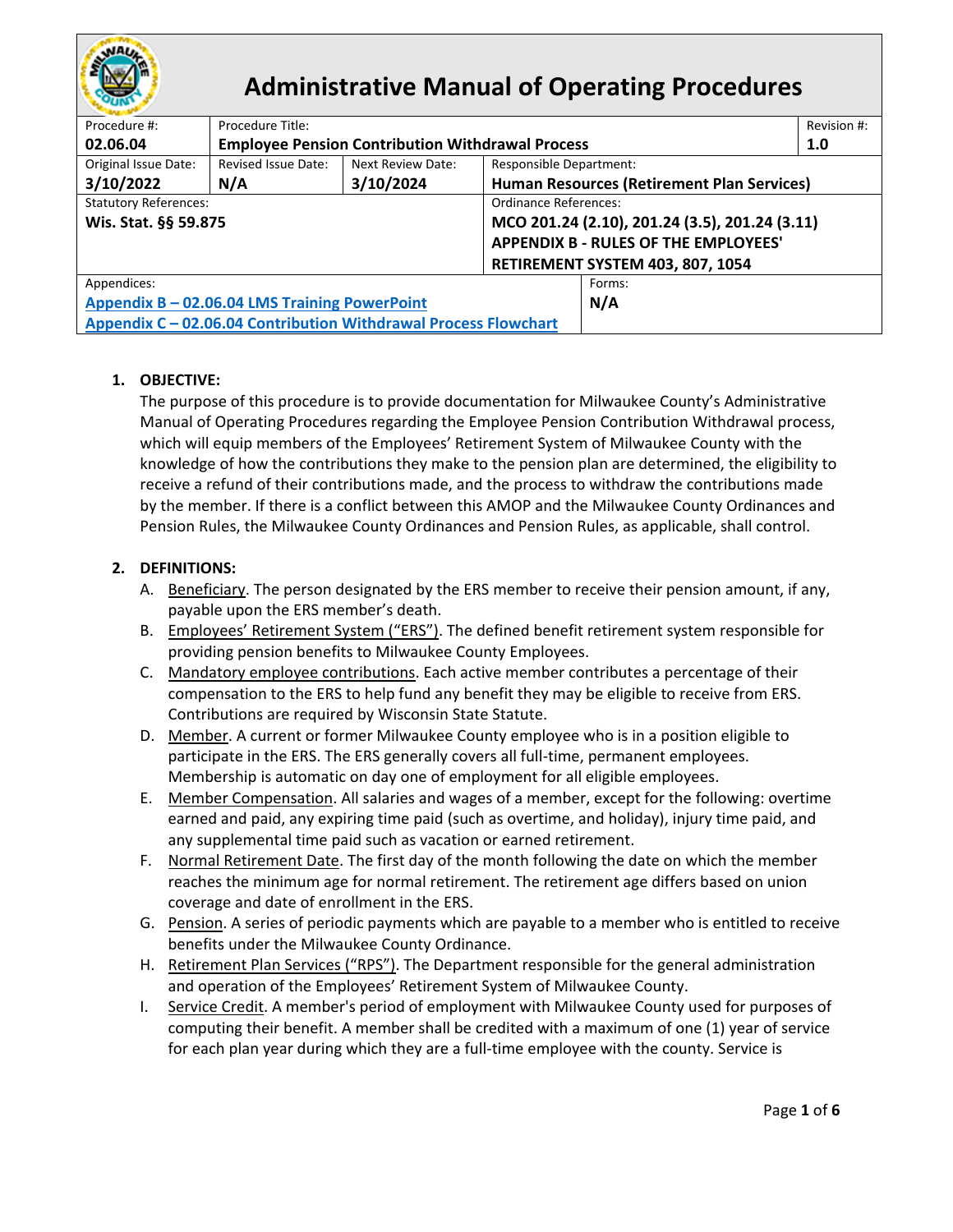# Administrative Manual of Operating Procedures

| Procedure #: | Procedure Title: | | | Revision #: |
|---|---|---|---|---|
| **02.06.04** | **Employee Pension Contribution Withdrawal Process** | | | **1.0** |
| Original Issue Date: **3/10/2022** | Revised Issue Date: **N/A** | Next Review Date: **3/10/2024** | Responsible Department: **Human Resources (Retirement Plan Services)** | |
| Statutory References: **Wis. Stat. §§ 59.875** | | | Ordinance References: **MCO 201.24 (2.10), 201.24 (3.5), 201.24 (3.11) APPENDIX B - RULES OF THE EMPLOYEES' RETIREMENT SYSTEM 403, 807, 1054** | |
| Appendices: **Appendix B – 02.06.04 LMS Training PowerPoint**<br>**Appendix C – 02.06.04 Contribution Withdrawal Process Flowchart** | | | Forms: **N/A** | |

1. **OBJECTIVE:**
   The purpose of this procedure is to provide documentation for Milwaukee County's Administrative Manual of Operating Procedures regarding the Employee Pension Contribution Withdrawal process, which will equip members of the Employees' Retirement System of Milwaukee County with the knowledge of how the contributions they make to the pension plan are determined, the eligibility to receive a refund of their contributions made, and the process to withdraw the contributions made by the member. If there is a conflict between this AMOP and the Milwaukee County Ordinances and Pension Rules, the Milwaukee County Ordinances and Pension Rules, as applicable, shall control.

2. **DEFINITIONS:**
   A. Beneficiary. The person designated by the ERS member to receive their pension amount, if any, payable upon the ERS member's death.
   B. Employees' Retirement System ("ERS"). The defined benefit retirement system responsible for providing pension benefits to Milwaukee County Employees.
   C. Mandatory employee contributions. Each active member contributes a percentage of their compensation to the ERS to help fund any benefit they may be eligible to receive from ERS. Contributions are required by Wisconsin State Statute.
   D. Member. A current or former Milwaukee County employee who is in a position eligible to participate in the ERS. The ERS generally covers all full-time, permanent employees. Membership is automatic on day one of employment for all eligible employees.
   E. Member Compensation. All salaries and wages of a member, except for the following: overtime earned and paid, any expiring time paid (such as overtime, and holiday), injury time paid, and any supplemental time paid such as vacation or earned retirement.
   F. Normal Retirement Date. The first day of the month following the date on which the member reaches the minimum age for normal retirement. The retirement age differs based on union coverage and date of enrollment in the ERS.
   G. Pension. A series of periodic payments which are payable to a member who is entitled to receive benefits under the Milwaukee County Ordinance.
   H. Retirement Plan Services ("RPS"). The Department responsible for the general administration and operation of the Employees' Retirement System of Milwaukee County.
   I. Service Credit. A member's period of employment with Milwaukee County used for purposes of computing their benefit. A member shall be credited with a maximum of one (1) year of service for each plan year during which they are a full-time employee with the county. Service is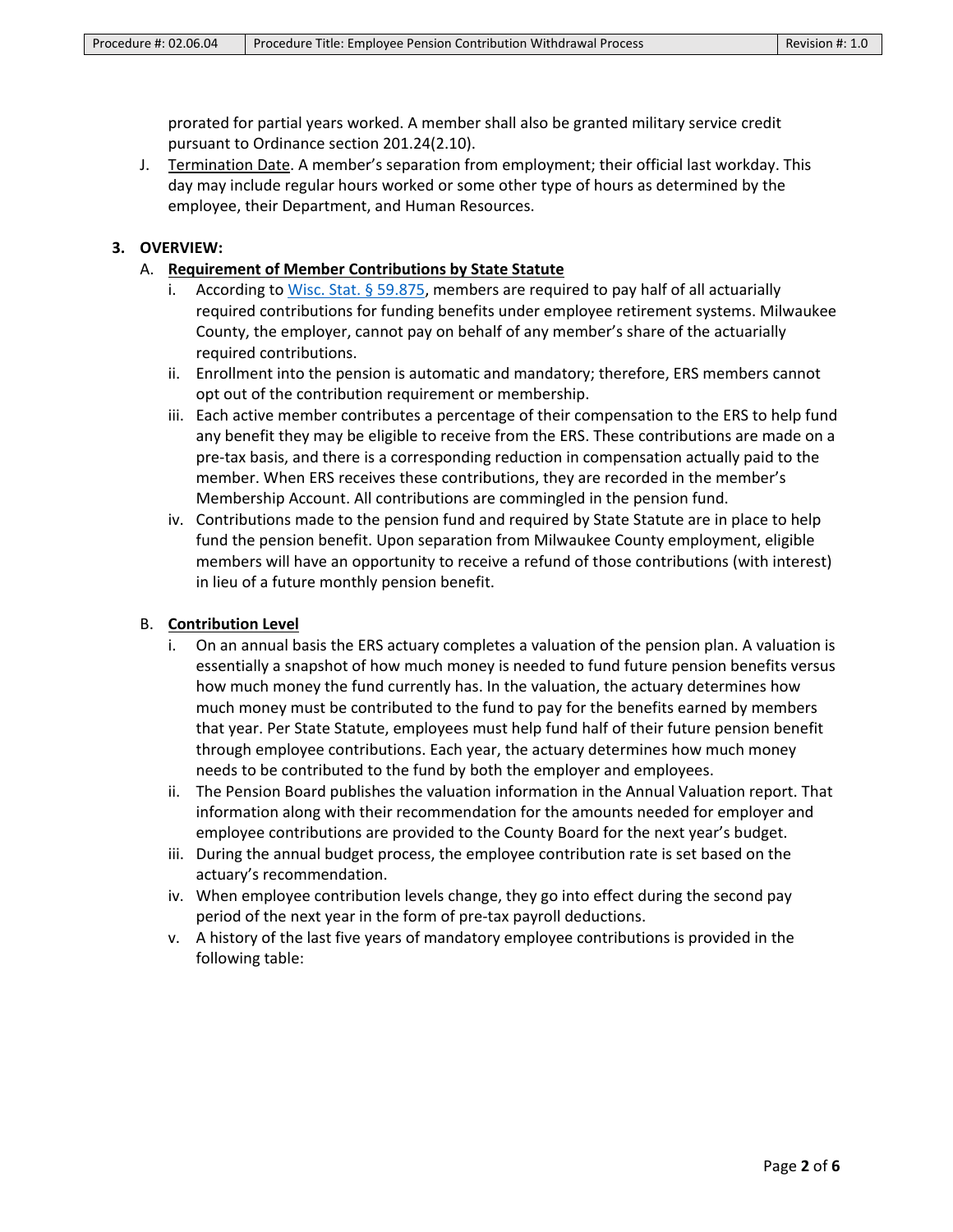prorated for partial years worked. A member shall also be granted military service credit pursuant to Ordinance section 201.24(2.10).

J. <u>Termination Date</u>. A member's separation from employment; their official last workday. This day may include regular hours worked or some other type of hours as determined by the employee, their Department, and Human Resources.

## 3. OVERVIEW:

### A. <u>Requirement of Member Contributions by State Statute</u>

i. According to [Wisc. Stat. § 59.875](), members are required to pay half of all actuarially required contributions for funding benefits under employee retirement systems. Milwaukee County, the employer, cannot pay on behalf of any member's share of the actuarially required contributions.

ii. Enrollment into the pension is automatic and mandatory; therefore, ERS members cannot opt out of the contribution requirement or membership.

iii. Each active member contributes a percentage of their compensation to the ERS to help fund any benefit they may be eligible to receive from the ERS. These contributions are made on a pre-tax basis, and there is a corresponding reduction in compensation actually paid to the member. When ERS receives these contributions, they are recorded in the member's Membership Account. All contributions are commingled in the pension fund.

iv. Contributions made to the pension fund and required by State Statute are in place to help fund the pension benefit. Upon separation from Milwaukee County employment, eligible members will have an opportunity to receive a refund of those contributions (with interest) in lieu of a future monthly pension benefit.

### B. <u>Contribution Level</u>

i. On an annual basis the ERS actuary completes a valuation of the pension plan. A valuation is essentially a snapshot of how much money is needed to fund future pension benefits versus how much money the fund currently has. In the valuation, the actuary determines how much money must be contributed to the fund to pay for the benefits earned by members that year. Per State Statute, employees must help fund half of their future pension benefit through employee contributions. Each year, the actuary determines how much money needs to be contributed to the fund by both the employer and employees.

ii. The Pension Board publishes the valuation information in the Annual Valuation report. That information along with their recommendation for the amounts needed for employer and employee contributions are provided to the County Board for the next year's budget.

iii. During the annual budget process, the employee contribution rate is set based on the actuary's recommendation.

iv. When employee contribution levels change, they go into effect during the second pay period of the next year in the form of pre-tax payroll deductions.

v. A history of the last five years of mandatory employee contributions is provided in the following table: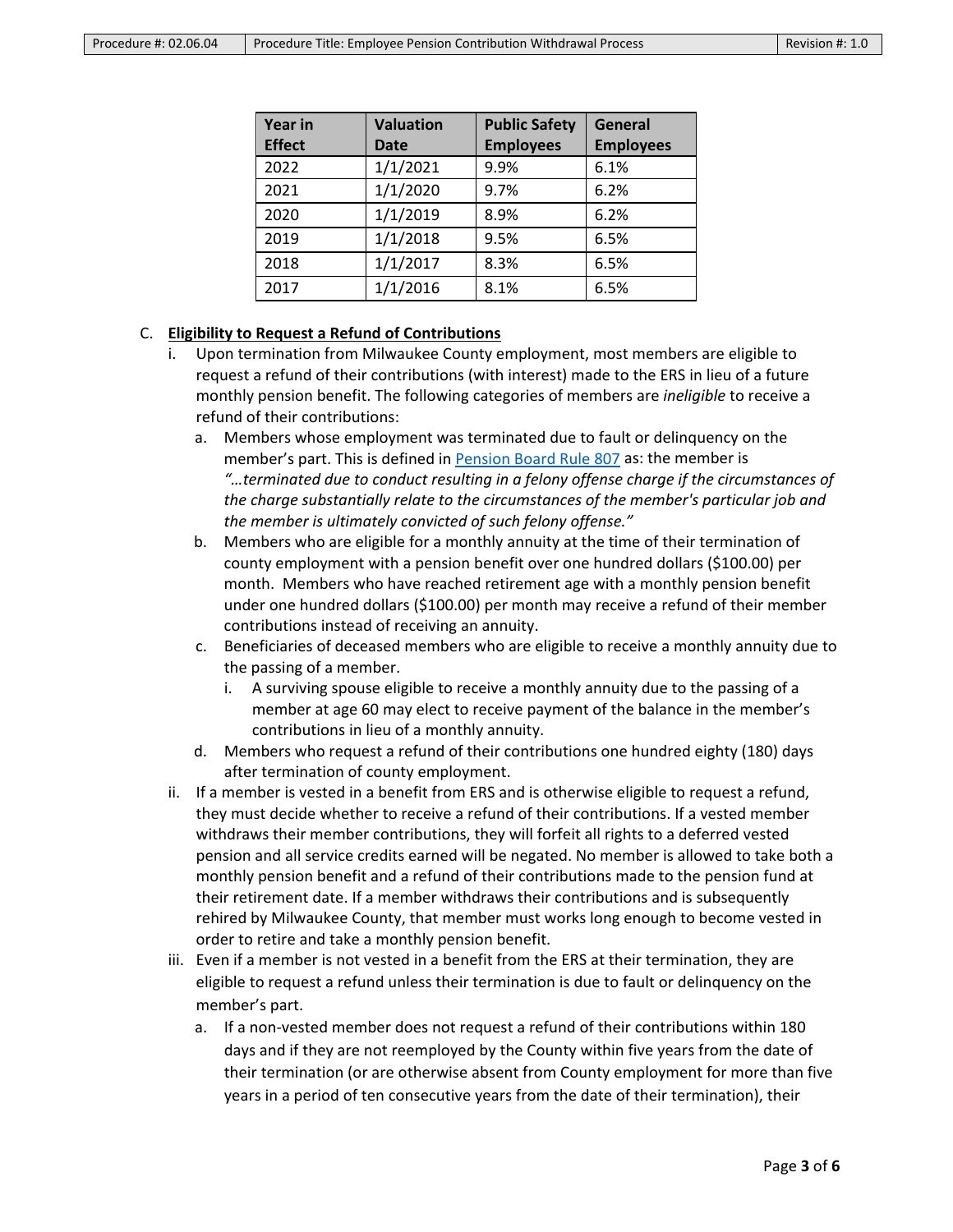| Year in Effect | Valuation Date | Public Safety Employees | General Employees |
| --- | --- | --- | --- |
| 2022 | 1/1/2021 | 9.9% | 6.1% |
| 2021 | 1/1/2020 | 9.7% | 6.2% |
| 2020 | 1/1/2019 | 8.9% | 6.2% |
| 2019 | 1/1/2018 | 9.5% | 6.5% |
| 2018 | 1/1/2017 | 8.3% | 6.5% |
| 2017 | 1/1/2016 | 8.1% | 6.5% |

C. **Eligibility to Request a Refund of Contributions**

i. Upon termination from Milwaukee County employment, most members are eligible to request a refund of their contributions (with interest) made to the ERS in lieu of a future monthly pension benefit. The following categories of members are *ineligible* to receive a refund of their contributions:

a. Members whose employment was terminated due to fault or delinquency on the member's part. This is defined in Pension Board Rule 807 as: the member is *"…terminated due to conduct resulting in a felony offense charge if the circumstances of the charge substantially relate to the circumstances of the member's particular job and the member is ultimately convicted of such felony offense."*

b. Members who are eligible for a monthly annuity at the time of their termination of county employment with a pension benefit over one hundred dollars ($100.00) per month. Members who have reached retirement age with a monthly pension benefit under one hundred dollars ($100.00) per month may receive a refund of their member contributions instead of receiving an annuity.

c. Beneficiaries of deceased members who are eligible to receive a monthly annuity due to the passing of a member.

i. A surviving spouse eligible to receive a monthly annuity due to the passing of a member at age 60 may elect to receive payment of the balance in the member's contributions in lieu of a monthly annuity.

d. Members who request a refund of their contributions one hundred eighty (180) days after termination of county employment.

ii. If a member is vested in a benefit from ERS and is otherwise eligible to request a refund, they must decide whether to receive a refund of their contributions. If a vested member withdraws their member contributions, they will forfeit all rights to a deferred vested pension and all service credits earned will be negated. No member is allowed to take both a monthly pension benefit and a refund of their contributions made to the pension fund at their retirement date. If a member withdraws their contributions and is subsequently rehired by Milwaukee County, that member must works long enough to become vested in order to retire and take a monthly pension benefit.

iii. Even if a member is not vested in a benefit from the ERS at their termination, they are eligible to request a refund unless their termination is due to fault or delinquency on the member's part.

a. If a non-vested member does not request a refund of their contributions within 180 days and if they are not reemployed by the County within five years from the date of their termination (or are otherwise absent from County employment for more than five years in a period of ten consecutive years from the date of their termination), their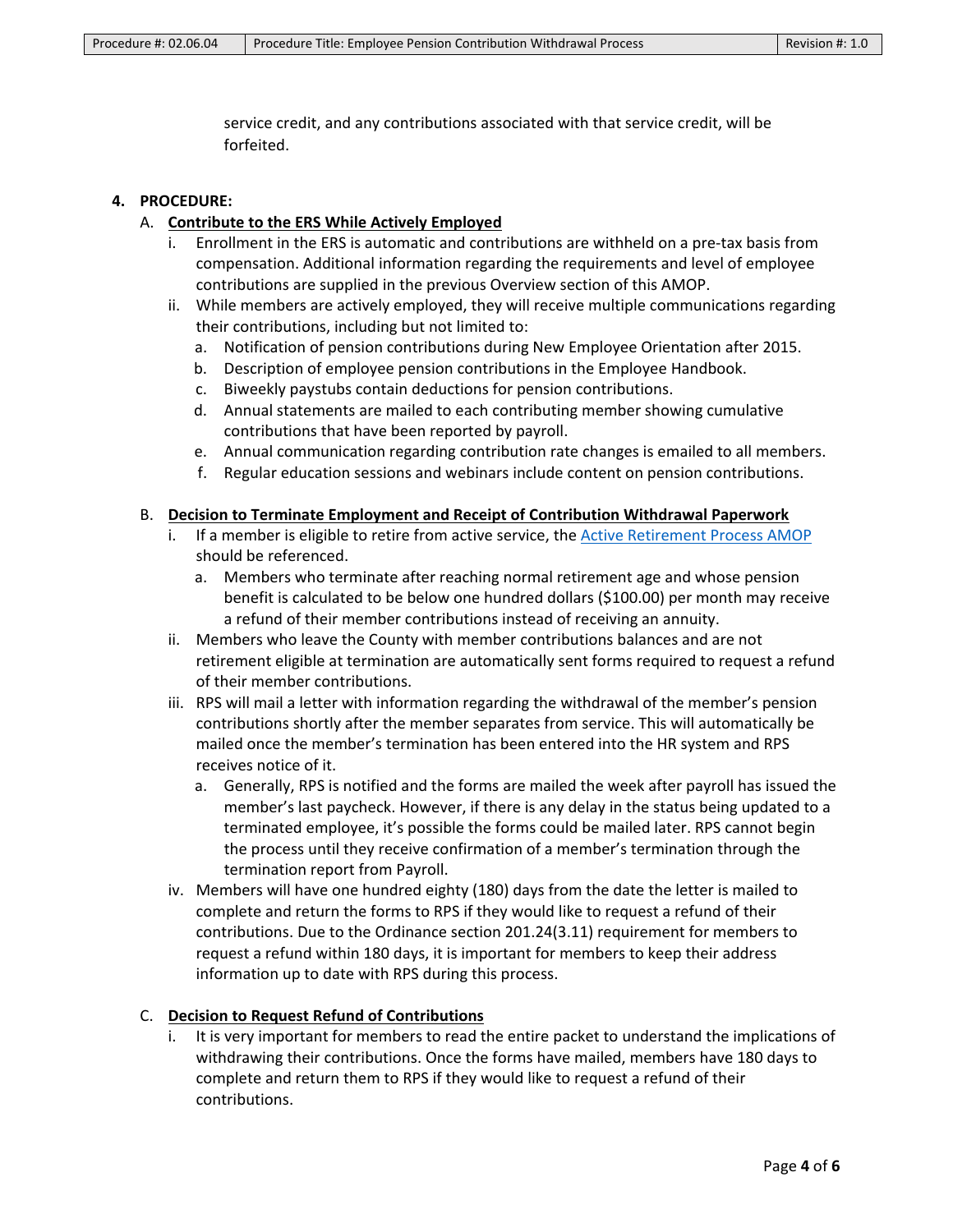service credit, and any contributions associated with that service credit, will be forfeited.

**4. PROCEDURE:**

A. **Contribute to the ERS While Actively Employed**

i. Enrollment in the ERS is automatic and contributions are withheld on a pre-tax basis from compensation. Additional information regarding the requirements and level of employee contributions are supplied in the previous Overview section of this AMOP.

ii. While members are actively employed, they will receive multiple communications regarding their contributions, including but not limited to:

a. Notification of pension contributions during New Employee Orientation after 2015.

b. Description of employee pension contributions in the Employee Handbook.

c. Biweekly paystubs contain deductions for pension contributions.

d. Annual statements are mailed to each contributing member showing cumulative contributions that have been reported by payroll.

e. Annual communication regarding contribution rate changes is emailed to all members.

f. Regular education sessions and webinars include content on pension contributions.

B. **Decision to Terminate Employment and Receipt of Contribution Withdrawal Paperwork**

i. If a member is eligible to retire from active service, the Active Retirement Process AMOP should be referenced.

a. Members who terminate after reaching normal retirement age and whose pension benefit is calculated to be below one hundred dollars ($100.00) per month may receive a refund of their member contributions instead of receiving an annuity.

ii. Members who leave the County with member contributions balances and are not retirement eligible at termination are automatically sent forms required to request a refund of their member contributions.

iii. RPS will mail a letter with information regarding the withdrawal of the member's pension contributions shortly after the member separates from service. This will automatically be mailed once the member's termination has been entered into the HR system and RPS receives notice of it.

a. Generally, RPS is notified and the forms are mailed the week after payroll has issued the member's last paycheck. However, if there is any delay in the status being updated to a terminated employee, it's possible the forms could be mailed later. RPS cannot begin the process until they receive confirmation of a member's termination through the termination report from Payroll.

iv. Members will have one hundred eighty (180) days from the date the letter is mailed to complete and return the forms to RPS if they would like to request a refund of their contributions. Due to the Ordinance section 201.24(3.11) requirement for members to request a refund within 180 days, it is important for members to keep their address information up to date with RPS during this process.

C. **Decision to Request Refund of Contributions**

i. It is very important for members to read the entire packet to understand the implications of withdrawing their contributions. Once the forms have mailed, members have 180 days to complete and return them to RPS if they would like to request a refund of their contributions.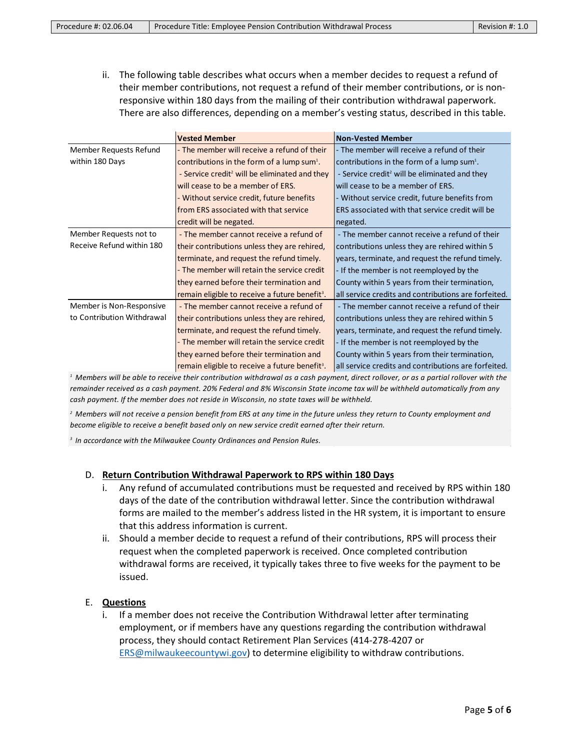ii. The following table describes what occurs when a member decides to request a refund of their member contributions, not request a refund of their member contributions, or is non-responsive within 180 days from the mailing of their contribution withdrawal paperwork. There are also differences, depending on a member's vesting status, described in this table.

| | **Vested Member** | **Non-Vested Member** |
|---|---|---|
| Member Requests Refund within 180 Days | - The member will receive a refund of their contributions in the form of a lump sum[1].<br>- Service credit[2] will be eliminated and they will cease to be a member of ERS.<br>- Without service credit, future benefits from ERS associated with that service credit will be negated. | - The member will receive a refund of their contributions in the form of a lump sum[1].<br>- Service credit[2] will be eliminated and they will cease to be a member of ERS.<br>- Without service credit, future benefits from ERS associated with that service credit will be negated. |
| Member Requests not to Receive Refund within 180 | - The member cannot receive a refund of their contributions unless they are rehired, terminate, and request the refund timely.<br>- The member will retain the service credit they earned before their termination and remain eligible to receive a future benefit[3]. | - The member cannot receive a refund of their contributions unless they are rehired within 5 years, terminate, and request the refund timely.<br>- If the member is not reemployed by the County within 5 years from their termination, all service credits and contributions are forfeited. |
| Member is Non-Responsive to Contribution Withdrawal | - The member cannot receive a refund of their contributions unless they are rehired, terminate, and request the refund timely.<br>- The member will retain the service credit they earned before their termination and remain eligible to receive a future benefit[3]. | - The member cannot receive a refund of their contributions unless they are rehired within 5 years, terminate, and request the refund timely.<br>- If the member is not reemployed by the County within 5 years from their termination, all service credits and contributions are forfeited. |

*[1] Members will be able to receive their contribution withdrawal as a cash payment, direct rollover, or as a partial rollover with the remainder received as a cash payment. 20% Federal and 8% Wisconsin State income tax will be withheld automatically from any cash payment. If the member does not reside in Wisconsin, no state taxes will be withheld.*

*[2] Members will not receive a pension benefit from ERS at any time in the future unless they return to County employment and become eligible to receive a benefit based only on new service credit earned after their return.*

*[3] In accordance with the Milwaukee County Ordinances and Pension Rules.*

D. **Return Contribution Withdrawal Paperwork to RPS within 180 Days**

i. Any refund of accumulated contributions must be requested and received by RPS within 180 days of the date of the contribution withdrawal letter. Since the contribution withdrawal forms are mailed to the member's address listed in the HR system, it is important to ensure that this address information is current.

ii. Should a member decide to request a refund of their contributions, RPS will process their request when the completed paperwork is received. Once completed contribution withdrawal forms are received, it typically takes three to five weeks for the payment to be issued.

E. **Questions**

i. If a member does not receive the Contribution Withdrawal letter after terminating employment, or if members have any questions regarding the contribution withdrawal process, they should contact Retirement Plan Services (414-278-4207 or ERS@milwaukeecountywi.gov) to determine eligibility to withdraw contributions.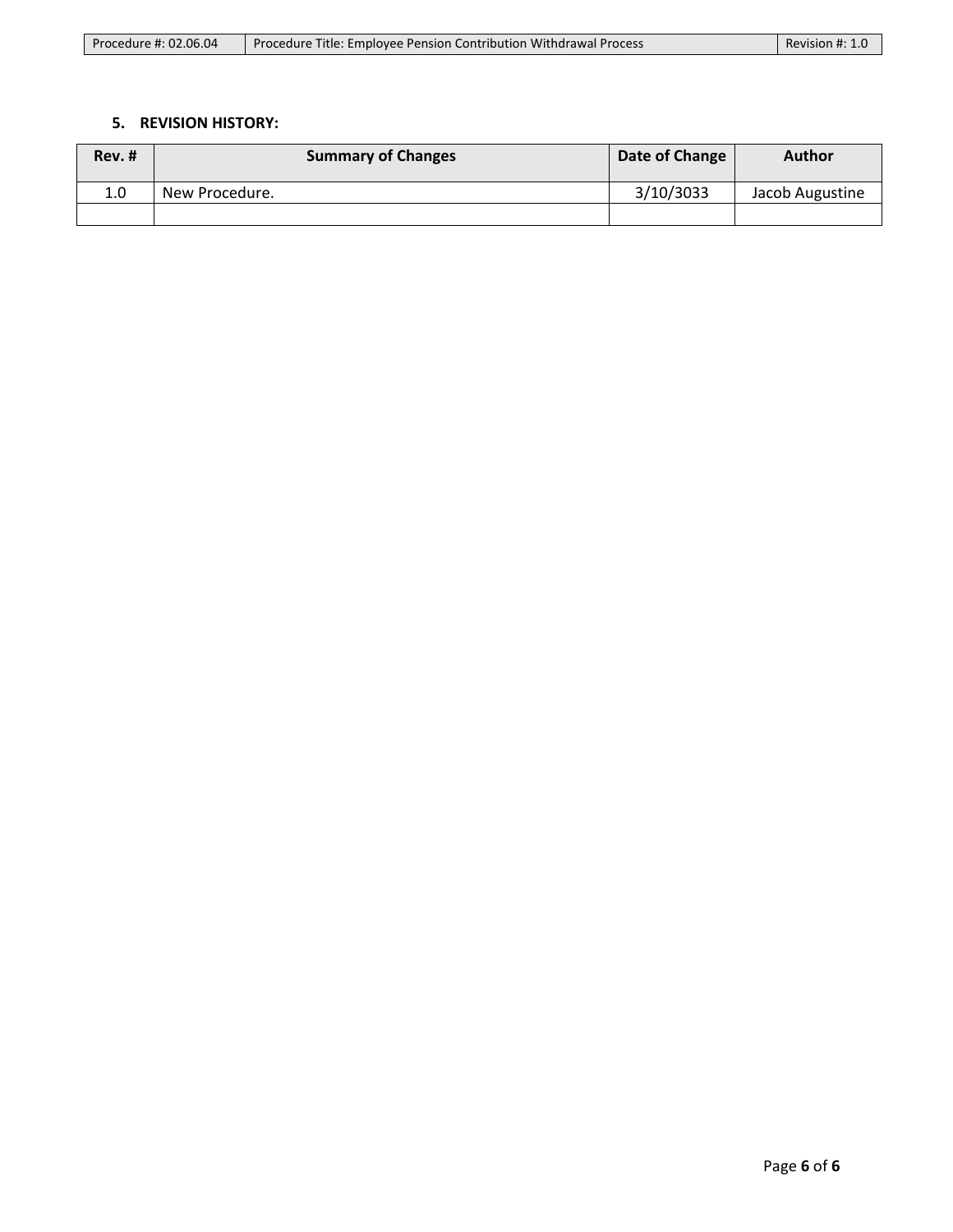## 5. REVISION HISTORY:

| Rev. # | Summary of Changes | Date of Change | Author |
|---|---|---|---|
| 1.0 | New Procedure. | 3/10/3033 | Jacob Augustine |
| | | | |